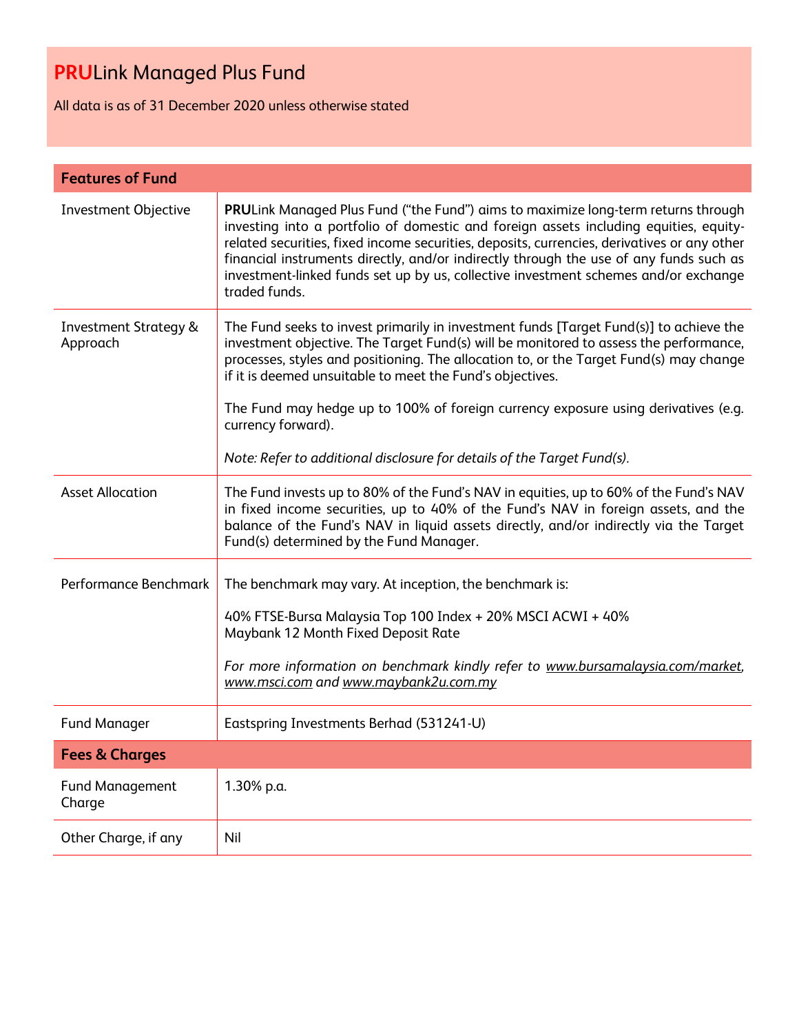# PRULink Managed Plus Fund

All data is as of 31 December 2020 unless otherwise stated

| Features of Fund | |
|---|---|
| Investment Objective | **PRU**Link Managed Plus Fund ("the Fund") aims to maximize long-term returns through investing into a portfolio of domestic and foreign assets including equities, equity-related securities, fixed income securities, deposits, currencies, derivatives or any other financial instruments directly, and/or indirectly through the use of any funds such as investment-linked funds set up by us, collective investment schemes and/or exchange traded funds. |
| Investment Strategy & Approach | The Fund seeks to invest primarily in investment funds [Target Fund(s)] to achieve the investment objective. The Target Fund(s) will be monitored to assess the performance, processes, styles and positioning. The allocation to, or the Target Fund(s) may change if it is deemed unsuitable to meet the Fund's objectives.<br><br>The Fund may hedge up to 100% of foreign currency exposure using derivatives (e.g. currency forward).<br><br>*Note: Refer to additional disclosure for details of the Target Fund(s).* |
| Asset Allocation | The Fund invests up to 80% of the Fund's NAV in equities, up to 60% of the Fund's NAV in fixed income securities, up to 40% of the Fund's NAV in foreign assets, and the balance of the Fund's NAV in liquid assets directly, and/or indirectly via the Target Fund(s) determined by the Fund Manager. |
| Performance Benchmark | The benchmark may vary. At inception, the benchmark is:<br><br>40% FTSE-Bursa Malaysia Top 100 Index + 20% MSCI ACWI + 40% Maybank 12 Month Fixed Deposit Rate<br><br>*For more information on benchmark kindly refer to www.bursamalaysia.com/market, www.msci.com and www.maybank2u.com.my* |
| Fund Manager | Eastspring Investments Berhad (531241-U) |
| **Fees & Charges** | |
| Fund Management Charge | 1.30% p.a. |
| Other Charge, if any | Nil |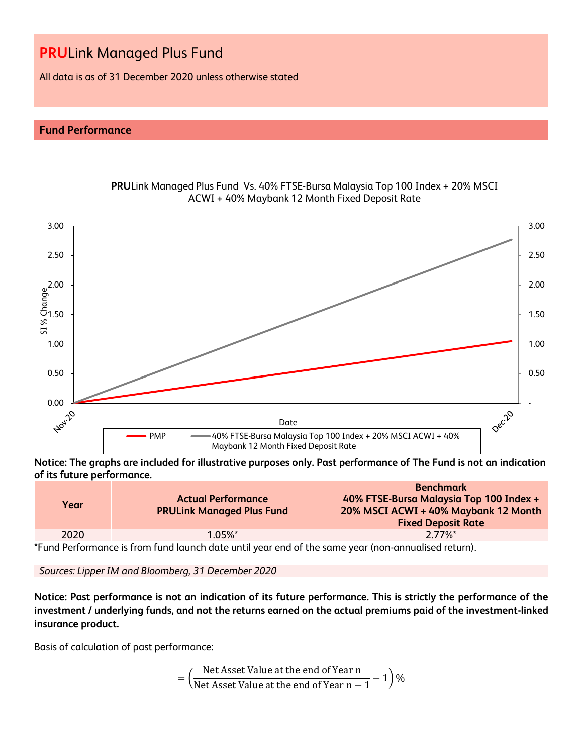# **PRU**Link Managed Plus Fund

All data is as of 31 December 2020 unless otherwise stated

## Fund Performance

**PRU**Link Managed Plus Fund Vs. 40% FTSE-Bursa Malaysia Top 100 Index + 20% MSCI ACWI + 40% Maybank 12 Month Fixed Deposit Rate

SI % Change

3.00
2.50
2.00
1.50
1.00
0.50
0.00

Nov-20
Date
Dec-20

PMP
40% FTSE-Bursa Malaysia Top 100 Index + 20% MSCI ACWI + 40% Maybank 12 Month Fixed Deposit Rate

**Notice: The graphs are included for illustrative purposes only. Past performance of The Fund is not an indication of its future performance.**

| Year | Actual Performance PRULink Managed Plus Fund | Benchmark 40% FTSE-Bursa Malaysia Top 100 Index + 20% MSCI ACWI + 40% Maybank 12 Month Fixed Deposit Rate |
|---|---|---|
| 2020 | 1.05%* | 2.77%* |

*Fund Performance is from fund launch date until year end of the same year (non-annualised return).

*Sources: Lipper IM and Bloomberg, 31 December 2020*

**Notice: Past performance is not an indication of its future performance. This is strictly the performance of the investment / underlying funds, and not the returns earned on the actual premiums paid of the investment-linked insurance product.**

Basis of calculation of past performance:

$$= \left(\frac{\text{Net Asset Value at the end of Year n}}{\text{Net Asset Value at the end of Year n} - 1} - 1\right)\%$$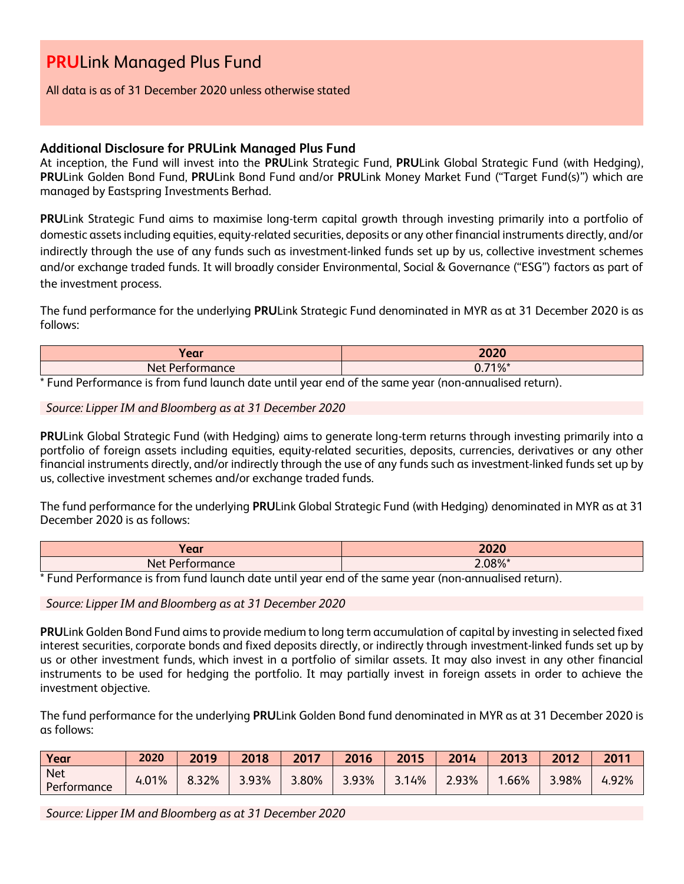# **PRU**Link Managed Plus Fund

All data is as of 31 December 2020 unless otherwise stated

### Additional Disclosure for PRULink Managed Plus Fund

At inception, the Fund will invest into the **PRU**Link Strategic Fund, **PRU**Link Global Strategic Fund (with Hedging), **PRU**Link Golden Bond Fund, **PRU**Link Bond Fund and/or **PRU**Link Money Market Fund ("Target Fund(s)") which are managed by Eastspring Investments Berhad.

**PRU**Link Strategic Fund aims to maximise long-term capital growth through investing primarily into a portfolio of domestic assets including equities, equity-related securities, deposits or any other financial instruments directly, and/or indirectly through the use of any funds such as investment-linked funds set up by us, collective investment schemes and/or exchange traded funds. It will broadly consider Environmental, Social & Governance ("ESG") factors as part of the investment process.

The fund performance for the underlying **PRU**Link Strategic Fund denominated in MYR as at 31 December 2020 is as follows:

| Year | 2020 |
|---|---|
| Net Performance | 0.71%* |

\* Fund Performance is from fund launch date until year end of the same year (non-annualised return).

*Source: Lipper IM and Bloomberg as at 31 December 2020*

**PRU**Link Global Strategic Fund (with Hedging) aims to generate long-term returns through investing primarily into a portfolio of foreign assets including equities, equity-related securities, deposits, currencies, derivatives or any other financial instruments directly, and/or indirectly through the use of any funds such as investment-linked funds set up by us, collective investment schemes and/or exchange traded funds.

The fund performance for the underlying **PRU**Link Global Strategic Fund (with Hedging) denominated in MYR as at 31 December 2020 is as follows:

| Year | 2020 |
|---|---|
| Net Performance | 2.08%* |

\* Fund Performance is from fund launch date until year end of the same year (non-annualised return).

*Source: Lipper IM and Bloomberg as at 31 December 2020*

**PRU**Link Golden Bond Fund aims to provide medium to long term accumulation of capital by investing in selected fixed interest securities, corporate bonds and fixed deposits directly, or indirectly through investment-linked funds set up by us or other investment funds, which invest in a portfolio of similar assets. It may also invest in any other financial instruments to be used for hedging the portfolio. It may partially invest in foreign assets in order to achieve the investment objective.

The fund performance for the underlying **PRU**Link Golden Bond fund denominated in MYR as at 31 December 2020 is as follows:

| Year | 2020 | 2019 | 2018 | 2017 | 2016 | 2015 | 2014 | 2013 | 2012 | 2011 |
|---|---|---|---|---|---|---|---|---|---|---|
| Net Performance | 4.01% | 8.32% | 3.93% | 3.80% | 3.93% | 3.14% | 2.93% | 1.66% | 3.98% | 4.92% |

*Source: Lipper IM and Bloomberg as at 31 December 2020*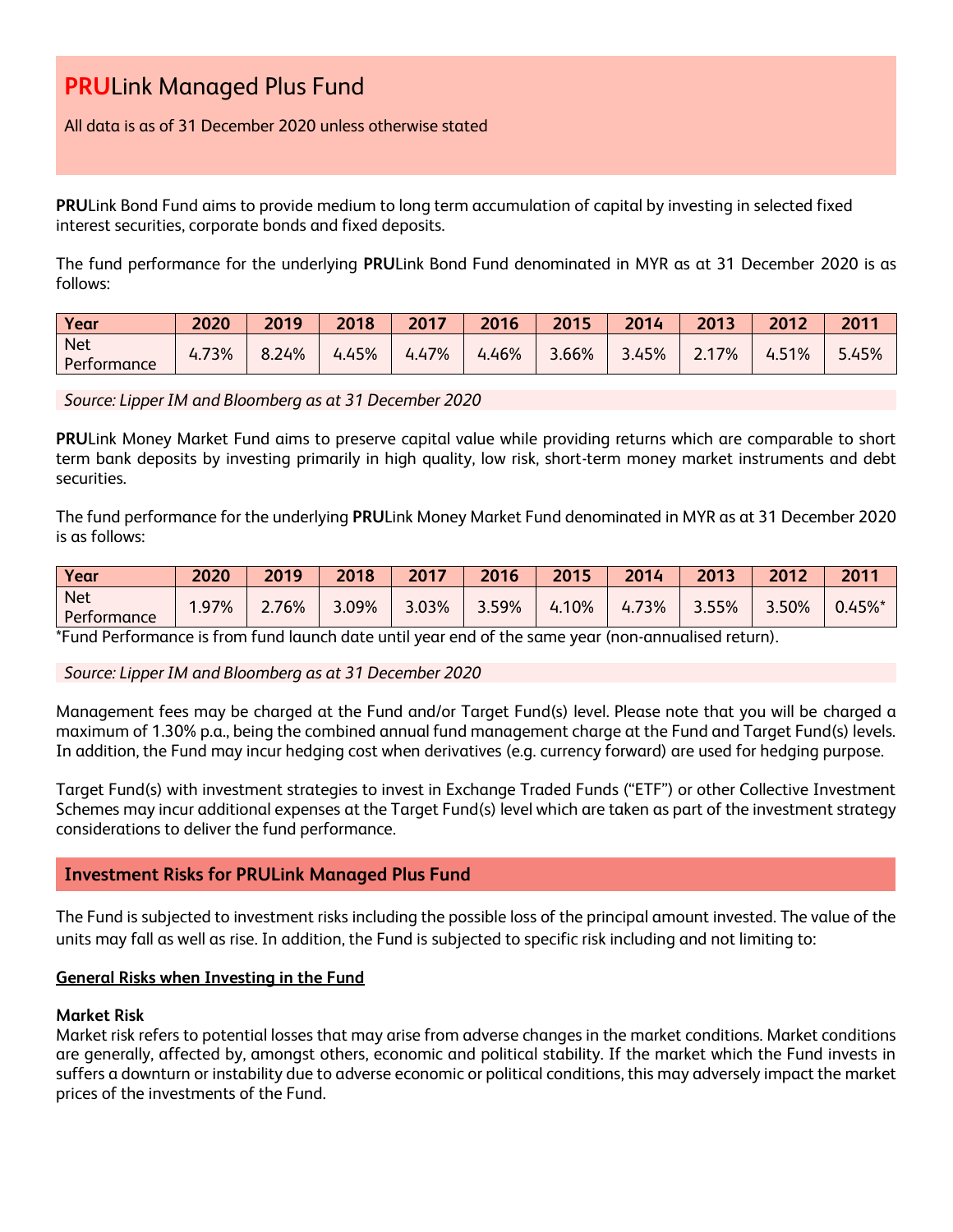# **PRU**Link Managed Plus Fund

All data is as of 31 December 2020 unless otherwise stated

**PRU**Link Bond Fund aims to provide medium to long term accumulation of capital by investing in selected fixed interest securities, corporate bonds and fixed deposits.

The fund performance for the underlying **PRU**Link Bond Fund denominated in MYR as at 31 December 2020 is as follows:

| Year | 2020 | 2019 | 2018 | 2017 | 2016 | 2015 | 2014 | 2013 | 2012 | 2011 |
|---|---|---|---|---|---|---|---|---|---|---|
| Net Performance | 4.73% | 8.24% | 4.45% | 4.47% | 4.46% | 3.66% | 3.45% | 2.17% | 4.51% | 5.45% |

*Source: Lipper IM and Bloomberg as at 31 December 2020*

**PRU**Link Money Market Fund aims to preserve capital value while providing returns which are comparable to short term bank deposits by investing primarily in high quality, low risk, short-term money market instruments and debt securities.

The fund performance for the underlying **PRU**Link Money Market Fund denominated in MYR as at 31 December 2020 is as follows:

| Year | 2020 | 2019 | 2018 | 2017 | 2016 | 2015 | 2014 | 2013 | 2012 | 2011 |
|---|---|---|---|---|---|---|---|---|---|---|
| Net Performance | 1.97% | 2.76% | 3.09% | 3.03% | 3.59% | 4.10% | 4.73% | 3.55% | 3.50% | 0.45%* |

*Fund Performance is from fund launch date until year end of the same year (non-annualised return).

*Source: Lipper IM and Bloomberg as at 31 December 2020*

Management fees may be charged at the Fund and/or Target Fund(s) level. Please note that you will be charged a maximum of 1.30% p.a., being the combined annual fund management charge at the Fund and Target Fund(s) levels. In addition, the Fund may incur hedging cost when derivatives (e.g. currency forward) are used for hedging purpose.

Target Fund(s) with investment strategies to invest in Exchange Traded Funds ("ETF") or other Collective Investment Schemes may incur additional expenses at the Target Fund(s) level which are taken as part of the investment strategy considerations to deliver the fund performance.

## Investment Risks for PRULink Managed Plus Fund

The Fund is subjected to investment risks including the possible loss of the principal amount invested. The value of the units may fall as well as rise. In addition, the Fund is subjected to specific risk including and not limiting to:

**General Risks when Investing in the Fund**

**Market Risk**

Market risk refers to potential losses that may arise from adverse changes in the market conditions. Market conditions are generally, affected by, amongst others, economic and political stability. If the market which the Fund invests in suffers a downturn or instability due to adverse economic or political conditions, this may adversely impact the market prices of the investments of the Fund.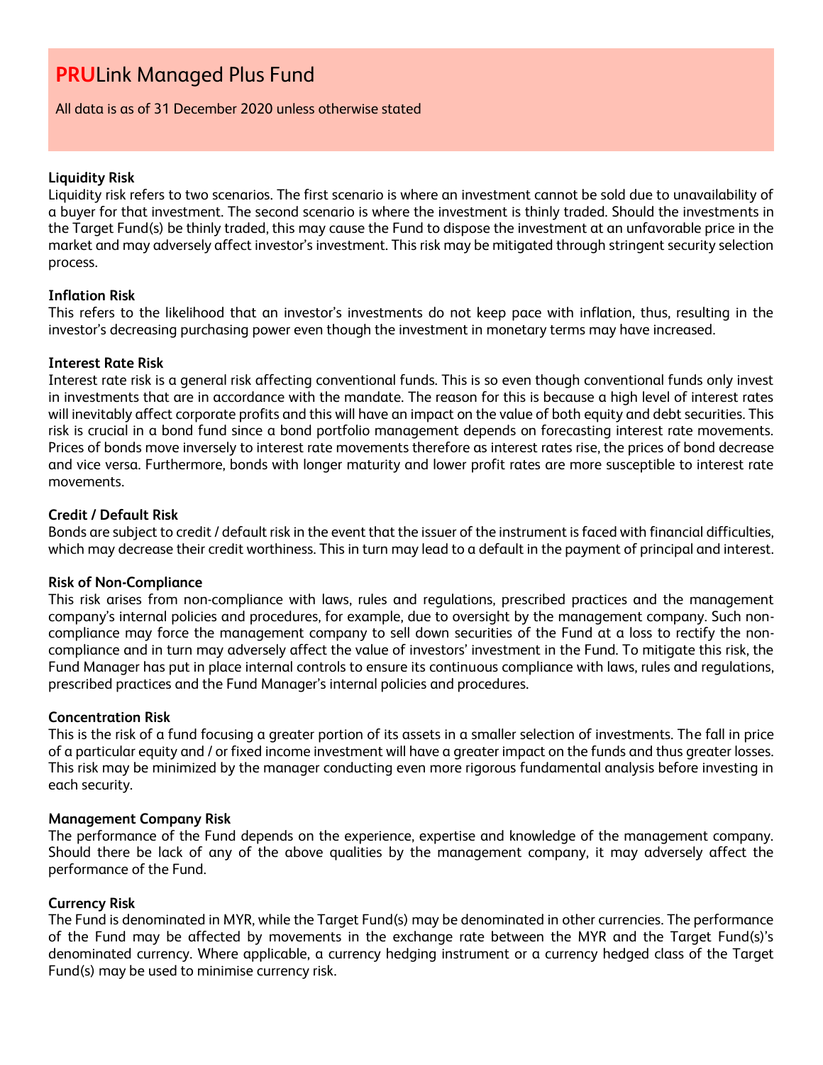# **PRU**Link Managed Plus Fund

All data is as of 31 December 2020 unless otherwise stated

**Liquidity Risk**

Liquidity risk refers to two scenarios. The first scenario is where an investment cannot be sold due to unavailability of a buyer for that investment. The second scenario is where the investment is thinly traded. Should the investments in the Target Fund(s) be thinly traded, this may cause the Fund to dispose the investment at an unfavorable price in the market and may adversely affect investor's investment. This risk may be mitigated through stringent security selection process.

**Inflation Risk**

This refers to the likelihood that an investor's investments do not keep pace with inflation, thus, resulting in the investor's decreasing purchasing power even though the investment in monetary terms may have increased.

**Interest Rate Risk**

Interest rate risk is a general risk affecting conventional funds. This is so even though conventional funds only invest in investments that are in accordance with the mandate. The reason for this is because a high level of interest rates will inevitably affect corporate profits and this will have an impact on the value of both equity and debt securities. This risk is crucial in a bond fund since a bond portfolio management depends on forecasting interest rate movements. Prices of bonds move inversely to interest rate movements therefore as interest rates rise, the prices of bond decrease and vice versa. Furthermore, bonds with longer maturity and lower profit rates are more susceptible to interest rate movements.

**Credit / Default Risk**

Bonds are subject to credit / default risk in the event that the issuer of the instrument is faced with financial difficulties, which may decrease their credit worthiness. This in turn may lead to a default in the payment of principal and interest.

**Risk of Non-Compliance**

This risk arises from non-compliance with laws, rules and regulations, prescribed practices and the management company's internal policies and procedures, for example, due to oversight by the management company. Such non-compliance may force the management company to sell down securities of the Fund at a loss to rectify the non-compliance and in turn may adversely affect the value of investors' investment in the Fund. To mitigate this risk, the Fund Manager has put in place internal controls to ensure its continuous compliance with laws, rules and regulations, prescribed practices and the Fund Manager's internal policies and procedures.

**Concentration Risk**

This is the risk of a fund focusing a greater portion of its assets in a smaller selection of investments. The fall in price of a particular equity and / or fixed income investment will have a greater impact on the funds and thus greater losses. This risk may be minimized by the manager conducting even more rigorous fundamental analysis before investing in each security.

**Management Company Risk**

The performance of the Fund depends on the experience, expertise and knowledge of the management company. Should there be lack of any of the above qualities by the management company, it may adversely affect the performance of the Fund.

**Currency Risk**

The Fund is denominated in MYR, while the Target Fund(s) may be denominated in other currencies. The performance of the Fund may be affected by movements in the exchange rate between the MYR and the Target Fund(s)'s denominated currency. Where applicable, a currency hedging instrument or a currency hedged class of the Target Fund(s) may be used to minimise currency risk.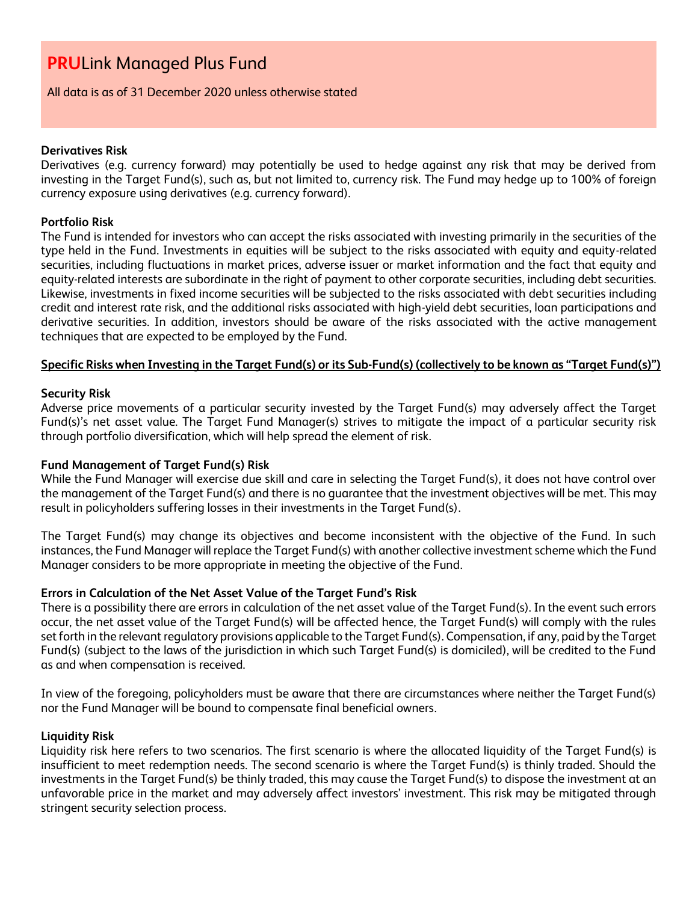# **PRU**Link Managed Plus Fund

All data is as of 31 December 2020 unless otherwise stated

**Derivatives Risk**
Derivatives (e.g. currency forward) may potentially be used to hedge against any risk that may be derived from investing in the Target Fund(s), such as, but not limited to, currency risk. The Fund may hedge up to 100% of foreign currency exposure using derivatives (e.g. currency forward).

**Portfolio Risk**
The Fund is intended for investors who can accept the risks associated with investing primarily in the securities of the type held in the Fund. Investments in equities will be subject to the risks associated with equity and equity-related securities, including fluctuations in market prices, adverse issuer or market information and the fact that equity and equity-related interests are subordinate in the right of payment to other corporate securities, including debt securities. Likewise, investments in fixed income securities will be subjected to the risks associated with debt securities including credit and interest rate risk, and the additional risks associated with high-yield debt securities, loan participations and derivative securities. In addition, investors should be aware of the risks associated with the active management techniques that are expected to be employed by the Fund.

**Specific Risks when Investing in the Target Fund(s) or its Sub-Fund(s) (collectively to be known as "Target Fund(s)")**

**Security Risk**
Adverse price movements of a particular security invested by the Target Fund(s) may adversely affect the Target Fund(s)'s net asset value. The Target Fund Manager(s) strives to mitigate the impact of a particular security risk through portfolio diversification, which will help spread the element of risk.

**Fund Management of Target Fund(s) Risk**
While the Fund Manager will exercise due skill and care in selecting the Target Fund(s), it does not have control over the management of the Target Fund(s) and there is no guarantee that the investment objectives will be met. This may result in policyholders suffering losses in their investments in the Target Fund(s).

The Target Fund(s) may change its objectives and become inconsistent with the objective of the Fund. In such instances, the Fund Manager will replace the Target Fund(s) with another collective investment scheme which the Fund Manager considers to be more appropriate in meeting the objective of the Fund.

**Errors in Calculation of the Net Asset Value of the Target Fund's Risk**
There is a possibility there are errors in calculation of the net asset value of the Target Fund(s). In the event such errors occur, the net asset value of the Target Fund(s) will be affected hence, the Target Fund(s) will comply with the rules set forth in the relevant regulatory provisions applicable to the Target Fund(s). Compensation, if any, paid by the Target Fund(s) (subject to the laws of the jurisdiction in which such Target Fund(s) is domiciled), will be credited to the Fund as and when compensation is received.

In view of the foregoing, policyholders must be aware that there are circumstances where neither the Target Fund(s) nor the Fund Manager will be bound to compensate final beneficial owners.

**Liquidity Risk**
Liquidity risk here refers to two scenarios. The first scenario is where the allocated liquidity of the Target Fund(s) is insufficient to meet redemption needs. The second scenario is where the Target Fund(s) is thinly traded. Should the investments in the Target Fund(s) be thinly traded, this may cause the Target Fund(s) to dispose the investment at an unfavorable price in the market and may adversely affect investors' investment. This risk may be mitigated through stringent security selection process.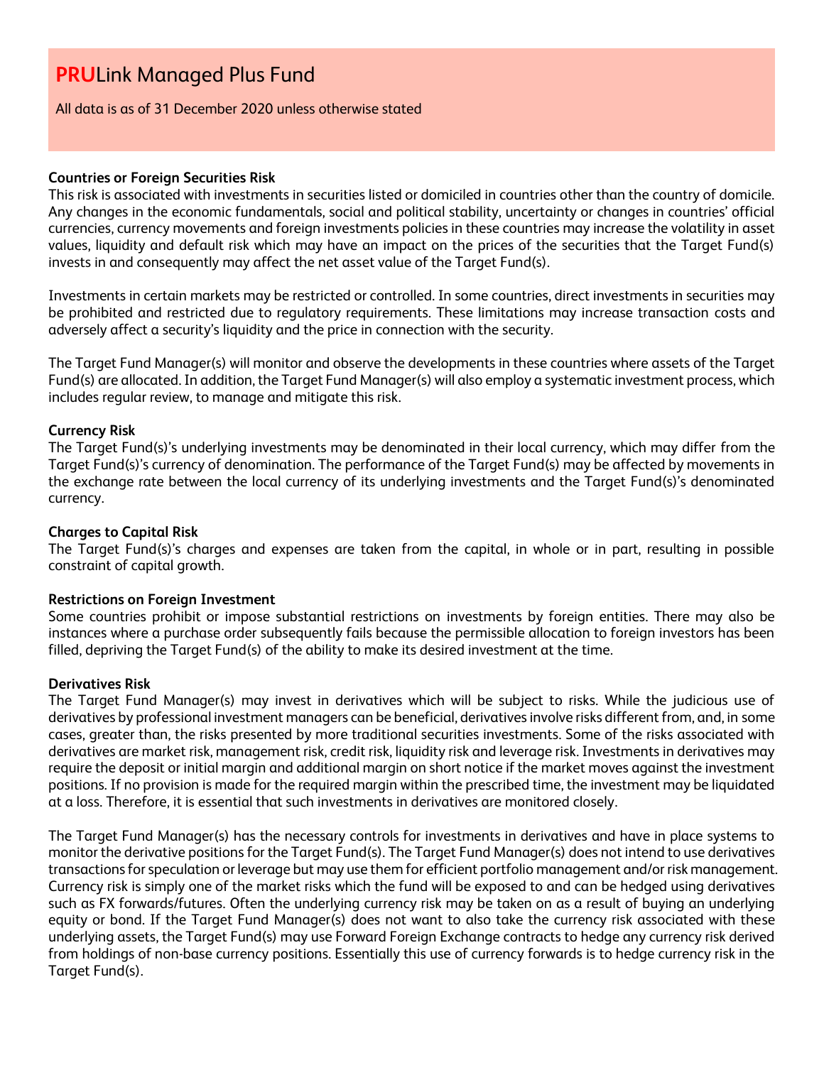# **PRU**Link Managed Plus Fund

All data is as of 31 December 2020 unless otherwise stated

**Countries or Foreign Securities Risk**
This risk is associated with investments in securities listed or domiciled in countries other than the country of domicile. Any changes in the economic fundamentals, social and political stability, uncertainty or changes in countries' official currencies, currency movements and foreign investments policies in these countries may increase the volatility in asset values, liquidity and default risk which may have an impact on the prices of the securities that the Target Fund(s) invests in and consequently may affect the net asset value of the Target Fund(s).

Investments in certain markets may be restricted or controlled. In some countries, direct investments in securities may be prohibited and restricted due to regulatory requirements. These limitations may increase transaction costs and adversely affect a security's liquidity and the price in connection with the security.

The Target Fund Manager(s) will monitor and observe the developments in these countries where assets of the Target Fund(s) are allocated. In addition, the Target Fund Manager(s) will also employ a systematic investment process, which includes regular review, to manage and mitigate this risk.

**Currency Risk**
The Target Fund(s)'s underlying investments may be denominated in their local currency, which may differ from the Target Fund(s)'s currency of denomination. The performance of the Target Fund(s) may be affected by movements in the exchange rate between the local currency of its underlying investments and the Target Fund(s)'s denominated currency.

**Charges to Capital Risk**
The Target Fund(s)'s charges and expenses are taken from the capital, in whole or in part, resulting in possible constraint of capital growth.

**Restrictions on Foreign Investment**
Some countries prohibit or impose substantial restrictions on investments by foreign entities. There may also be instances where a purchase order subsequently fails because the permissible allocation to foreign investors has been filled, depriving the Target Fund(s) of the ability to make its desired investment at the time.

**Derivatives Risk**
The Target Fund Manager(s) may invest in derivatives which will be subject to risks. While the judicious use of derivatives by professional investment managers can be beneficial, derivatives involve risks different from, and, in some cases, greater than, the risks presented by more traditional securities investments. Some of the risks associated with derivatives are market risk, management risk, credit risk, liquidity risk and leverage risk. Investments in derivatives may require the deposit or initial margin and additional margin on short notice if the market moves against the investment positions. If no provision is made for the required margin within the prescribed time, the investment may be liquidated at a loss. Therefore, it is essential that such investments in derivatives are monitored closely.

The Target Fund Manager(s) has the necessary controls for investments in derivatives and have in place systems to monitor the derivative positions for the Target Fund(s). The Target Fund Manager(s) does not intend to use derivatives transactions for speculation or leverage but may use them for efficient portfolio management and/or risk management. Currency risk is simply one of the market risks which the fund will be exposed to and can be hedged using derivatives such as FX forwards/futures. Often the underlying currency risk may be taken on as a result of buying an underlying equity or bond. If the Target Fund Manager(s) does not want to also take the currency risk associated with these underlying assets, the Target Fund(s) may use Forward Foreign Exchange contracts to hedge any currency risk derived from holdings of non-base currency positions. Essentially this use of currency forwards is to hedge currency risk in the Target Fund(s).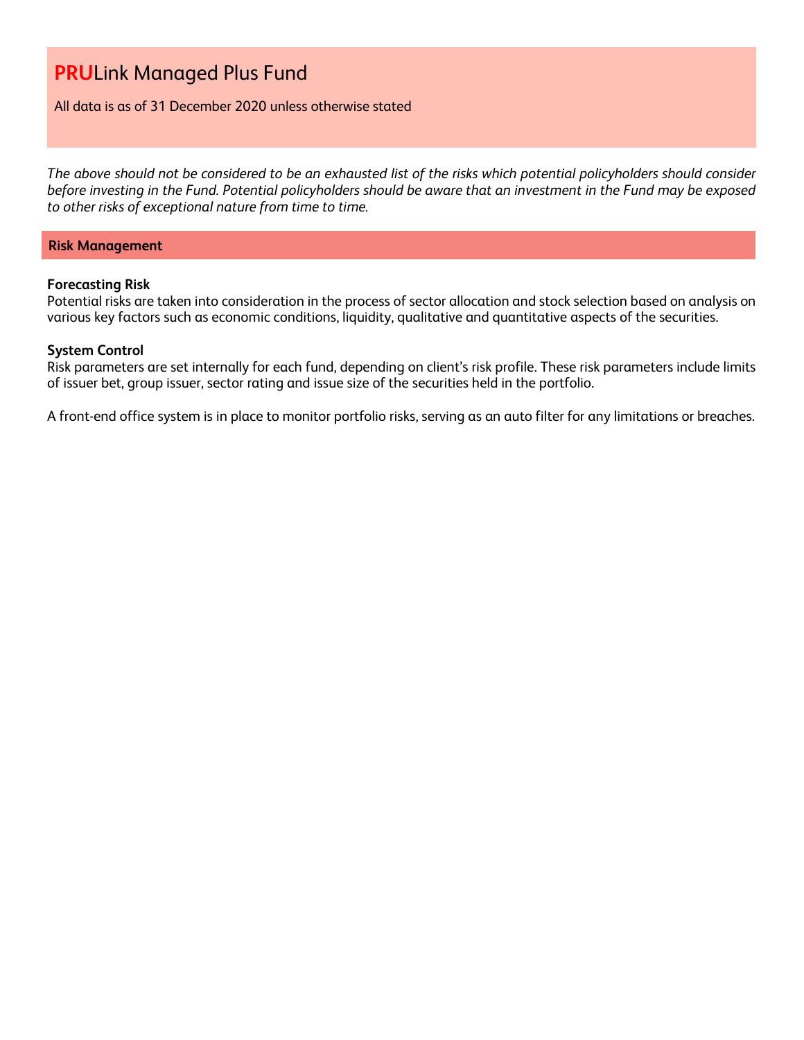# PRULink Managed Plus Fund

All data is as of 31 December 2020 unless otherwise stated

*The above should not be considered to be an exhausted list of the risks which potential policyholders should consider before investing in the Fund. Potential policyholders should be aware that an investment in the Fund may be exposed to other risks of exceptional nature from time to time.*

## Risk Management

**Forecasting Risk**
Potential risks are taken into consideration in the process of sector allocation and stock selection based on analysis on various key factors such as economic conditions, liquidity, qualitative and quantitative aspects of the securities.

**System Control**
Risk parameters are set internally for each fund, depending on client's risk profile. These risk parameters include limits of issuer bet, group issuer, sector rating and issue size of the securities held in the portfolio.

A front-end office system is in place to monitor portfolio risks, serving as an auto filter for any limitations or breaches.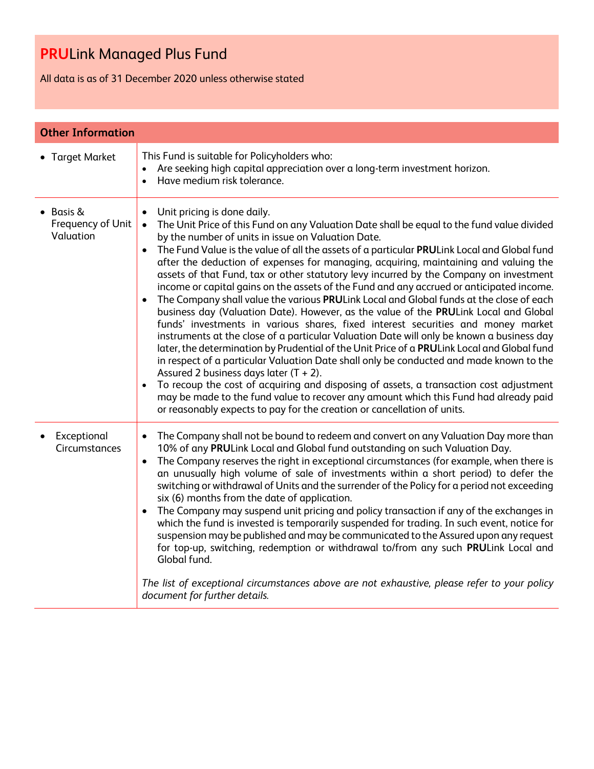# **PRU**Link Managed Plus Fund

All data is as of 31 December 2020 unless otherwise stated

## Other Information

| | |
|---|---|
| • Target Market | This Fund is suitable for Policyholders who:<br>• Are seeking high capital appreciation over a long-term investment horizon.<br>• Have medium risk tolerance. |
| • Basis & Frequency of Unit Valuation | • Unit pricing is done daily.<br>• The Unit Price of this Fund on any Valuation Date shall be equal to the fund value divided by the number of units in issue on Valuation Date.<br>• The Fund Value is the value of all the assets of a particular **PRU**Link Local and Global fund after the deduction of expenses for managing, acquiring, maintaining and valuing the assets of that Fund, tax or other statutory levy incurred by the Company on investment income or capital gains on the assets of the Fund and any accrued or anticipated income.<br>• The Company shall value the various **PRU**Link Local and Global funds at the close of each business day (Valuation Date). However, as the value of the **PRU**Link Local and Global funds' investments in various shares, fixed interest securities and money market instruments at the close of a particular Valuation Date will only be known a business day later, the determination by Prudential of the Unit Price of a **PRU**Link Local and Global fund in respect of a particular Valuation Date shall only be conducted and made known to the Assured 2 business days later (T + 2).<br>• To recoup the cost of acquiring and disposing of assets, a transaction cost adjustment may be made to the fund value to recover any amount which this Fund had already paid or reasonably expects to pay for the creation or cancellation of units. |
| • Exceptional Circumstances | • The Company shall not be bound to redeem and convert on any Valuation Day more than 10% of any **PRU**Link Local and Global fund outstanding on such Valuation Day.<br>• The Company reserves the right in exceptional circumstances (for example, when there is an unusually high volume of sale of investments within a short period) to defer the switching or withdrawal of Units and the surrender of the Policy for a period not exceeding six (6) months from the date of application.<br>• The Company may suspend unit pricing and policy transaction if any of the exchanges in which the fund is invested is temporarily suspended for trading. In such event, notice for suspension may be published and may be communicated to the Assured upon any request for top-up, switching, redemption or withdrawal to/from any such **PRU**Link Local and Global fund.<br><br>*The list of exceptional circumstances above are not exhaustive, please refer to your policy document for further details.* |